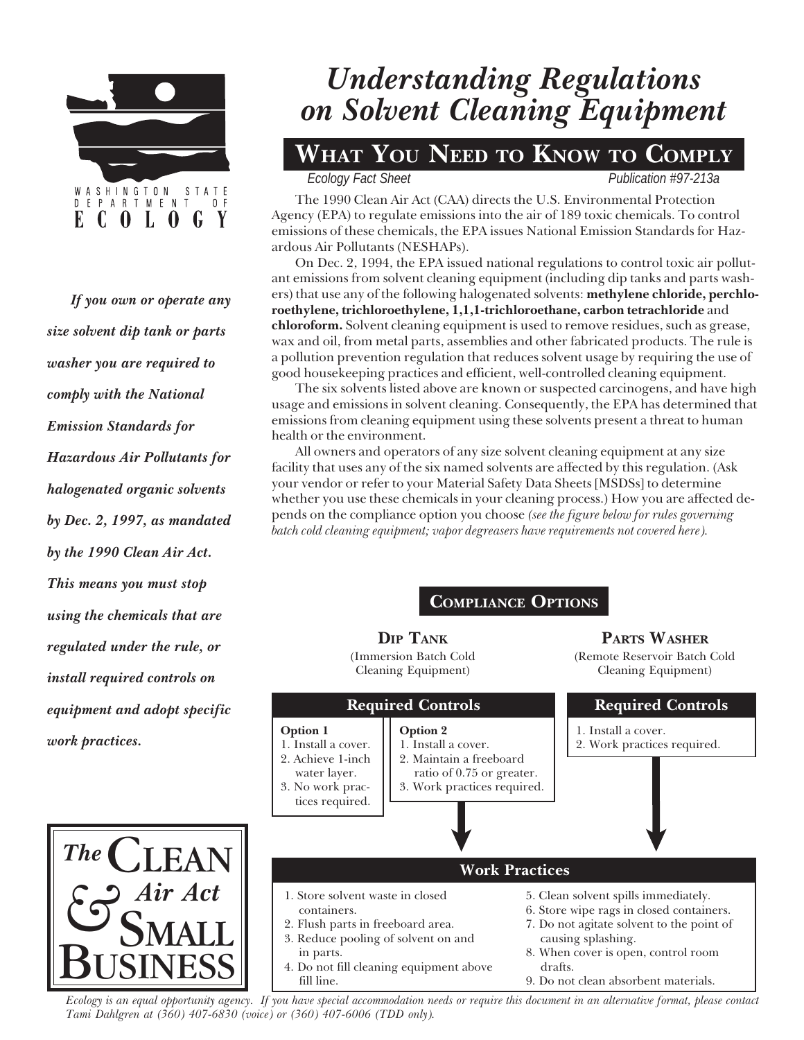WASHINGTON STATE DEPARTMENT OF ECOLOGY

# Understanding Regulations on Solvent Cleaning Equipment

## What You Need to Know to Comply

*Ecology Fact Sheet* — *Publication #97-213a*

***If you own or operate any size solvent dip tank or parts washer you are required to comply with the National Emission Standards for Hazardous Air Pollutants for halogenated organic solvents by Dec. 2, 1997, as mandated by the 1990 Clean Air Act. This means you must stop using the chemicals that are regulated under the rule, or install required controls on equipment and adopt specific work practices.***

The 1990 Clean Air Act (CAA) directs the U.S. Environmental Protection Agency (EPA) to regulate emissions into the air of 189 toxic chemicals. To control emissions of these chemicals, the EPA issues National Emission Standards for Hazardous Air Pollutants (NESHAPs).

On Dec. 2, 1994, the EPA issued national regulations to control toxic air pollutant emissions from solvent cleaning equipment (including dip tanks and parts washers) that use any of the following halogenated solvents: **methylene chloride, perchloroethylene, trichloroethylene, 1,1,1-trichloroethane, carbon tetrachloride** and **chloroform.** Solvent cleaning equipment is used to remove residues, such as grease, wax and oil, from metal parts, assemblies and other fabricated products. The rule is a pollution prevention regulation that reduces solvent usage by requiring the use of good housekeeping practices and efficient, well-controlled cleaning equipment.

The six solvents listed above are known or suspected carcinogens, and have high usage and emissions in solvent cleaning. Consequently, the EPA has determined that emissions from cleaning equipment using these solvents present a threat to human health or the environment.

All owners and operators of any size solvent cleaning equipment at any size facility that uses any of the six named solvents are affected by this regulation. (Ask your vendor or refer to your Material Safety Data Sheets [MSDSs] to determine whether you use these chemicals in your cleaning process.) How you are affected depends on the compliance option you choose *(see the figure below for rules governing batch cold cleaning equipment; vapor degreasers have requirements not covered here).*

### Compliance Options

**Dip Tank** (Immersion Batch Cold Cleaning Equipment)

**Required Controls**

**Option 1**
1. Install a cover.
2. Achieve 1-inch water layer.
3. No work practices required.

**Option 2**
1. Install a cover.
2. Maintain a freeboard ratio of 0.75 or greater.
3. Work practices required.

**Parts Washer** (Remote Reservoir Batch Cold Cleaning Equipment)

**Required Controls**
1. Install a cover.
2. Work practices required.

**Work Practices**
1. Store solvent waste in closed containers.
2. Flush parts in freeboard area.
3. Reduce pooling of solvent on and in parts.
4. Do not fill cleaning equipment above fill line.
5. Clean solvent spills immediately.
6. Store wipe rags in closed containers.
7. Do not agitate solvent to the point of causing splashing.
8. When cover is open, control room drafts.
9. Do not clean absorbent materials.

**The Clean Air Act & Small Business**

*Ecology is an equal opportunity agency. If you have special accommodation needs or require this document in an alternative format, please contact Tami Dahlgren at (360) 407-6830 (voice) or (360) 407-6006 (TDD only).*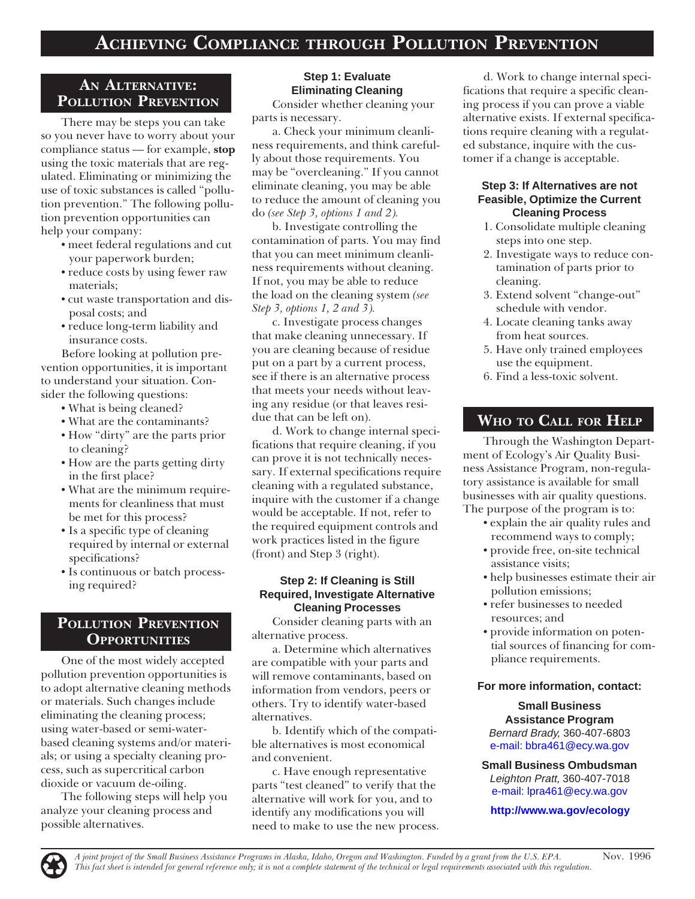# Achieving Compliance through Pollution Prevention

## An Alternative: Pollution Prevention

There may be steps you can take so you never have to worry about your compliance status — for example, **stop** using the toxic materials that are regulated. Eliminating or minimizing the use of toxic substances is called "pollution prevention." The following pollution prevention opportunities can help your company:

- meet federal regulations and cut your paperwork burden;
- reduce costs by using fewer raw materials;
- cut waste transportation and disposal costs; and
- reduce long-term liability and insurance costs.

Before looking at pollution prevention opportunities, it is important to understand your situation. Consider the following questions:

- What is being cleaned?
- What are the contaminants?
- How "dirty" are the parts prior to cleaning?
- How are the parts getting dirty in the first place?
- What are the minimum requirements for cleanliness that must be met for this process?
- Is a specific type of cleaning required by internal or external specifications?
- Is continuous or batch processing required?

## Pollution Prevention Opportunities

One of the most widely accepted pollution prevention opportunities is to adopt alternative cleaning methods or materials. Such changes include eliminating the cleaning process; using water-based or semi-water-based cleaning systems and/or materials; or using a specialty cleaning process, such as supercritical carbon dioxide or vacuum de-oiling.

The following steps will help you analyze your cleaning process and possible alternatives.

### Step 1: Evaluate Eliminating Cleaning

Consider whether cleaning your parts is necessary.

a. Check your minimum cleanliness requirements, and think carefully about those requirements. You may be "overcleaning." If you cannot eliminate cleaning, you may be able to reduce the amount of cleaning you do *(see Step 3, options 1 and 2)*.

b. Investigate controlling the contamination of parts. You may find that you can meet minimum cleanliness requirements without cleaning. If not, you may be able to reduce the load on the cleaning system *(see Step 3, options 1, 2 and 3)*.

c. Investigate process changes that make cleaning unnecessary. If you are cleaning because of residue put on a part by a current process, see if there is an alternative process that meets your needs without leaving any residue (or that leaves residue that can be left on).

d. Work to change internal specifications that require cleaning, if you can prove it is not technically necessary. If external specifications require cleaning with a regulated substance, inquire with the customer if a change would be acceptable. If not, refer to the required equipment controls and work practices listed in the figure (front) and Step 3 (right).

### Step 2: If Cleaning is Still Required, Investigate Alternative Cleaning Processes

Consider cleaning parts with an alternative process.

a. Determine which alternatives are compatible with your parts and will remove contaminants, based on information from vendors, peers or others. Try to identify water-based alternatives.

b. Identify which of the compatible alternatives is most economical and convenient.

c. Have enough representative parts "test cleaned" to verify that the alternative will work for you, and to identify any modifications you will need to make to use the new process.

d. Work to change internal specifications that require a specific cleaning process if you can prove a viable alternative exists. If external specifications require cleaning with a regulated substance, inquire with the customer if a change is acceptable.

### Step 3: If Alternatives are not Feasible, Optimize the Current Cleaning Process

1. Consolidate multiple cleaning steps into one step.
2. Investigate ways to reduce contamination of parts prior to cleaning.
3. Extend solvent "change-out" schedule with vendor.
4. Locate cleaning tanks away from heat sources.
5. Have only trained employees use the equipment.
6. Find a less-toxic solvent.

## Who to Call for Help

Through the Washington Department of Ecology's Air Quality Business Assistance Program, non-regulatory assistance is available for small businesses with air quality questions. The purpose of the program is to:

- explain the air quality rules and recommend ways to comply;
- provide free, on-site technical assistance visits;
- help businesses estimate their air pollution emissions;
- refer businesses to needed resources; and
- provide information on potential sources of financing for compliance requirements.

**For more information, contact:**

**Small Business Assistance Program**
*Bernard Brady,* 360-407-6803
e-mail: bbra461@ecy.wa.gov

**Small Business Ombudsman**
*Leighton Pratt,* 360-407-7018
e-mail: lpra461@ecy.wa.gov

**http://www.wa.gov/ecology**

*A joint project of the Small Business Assistance Programs in Alaska, Idaho, Oregon and Washington. Funded by a grant from the U.S. EPA. This fact sheet is intended for general reference only; it is not a complete statement of the technical or legal requirements associated with this regulation.*

Nov. 1996